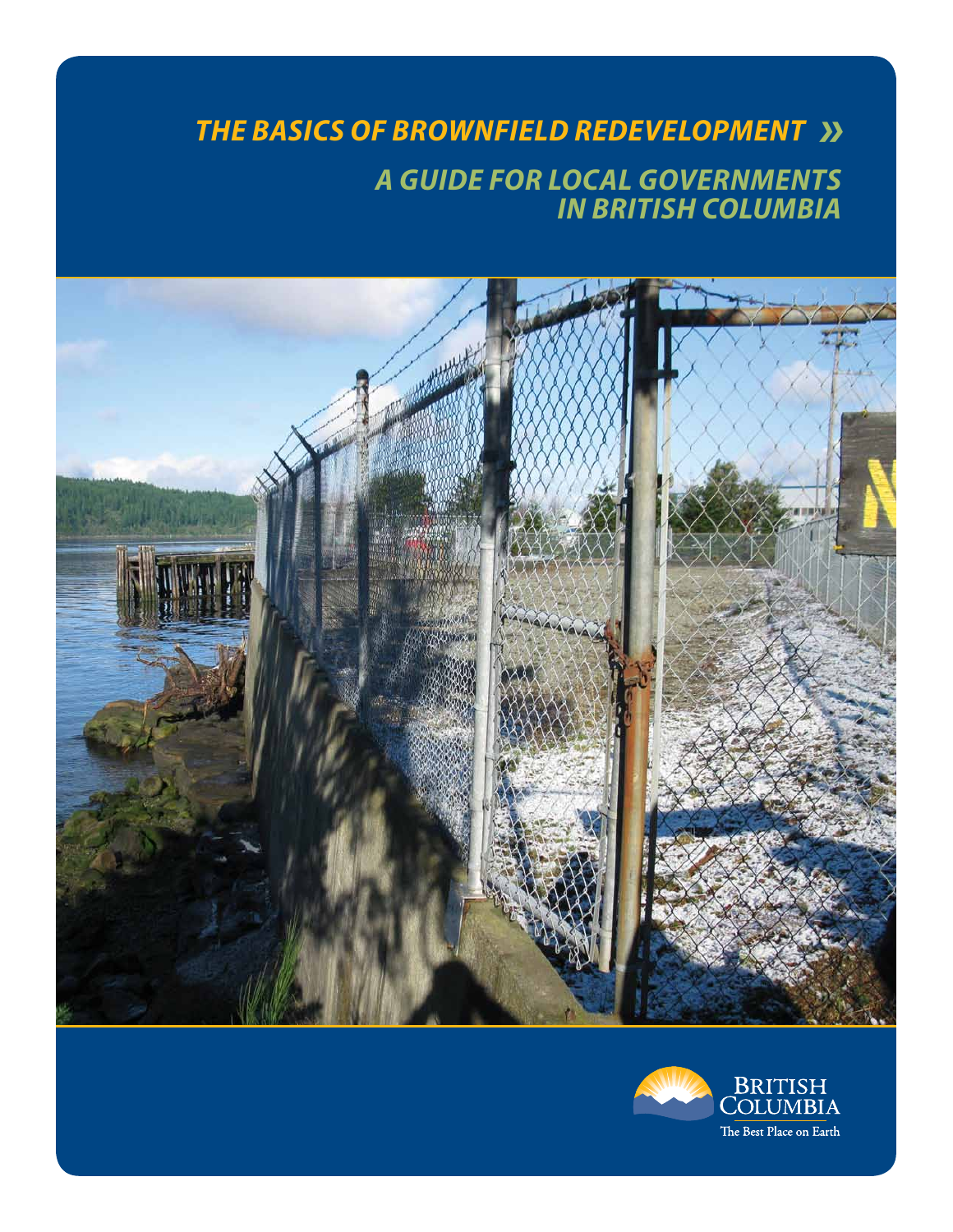# THE BASICS OF BROWNFIELD REDEVELOPMENT »

## A GUIDE FOR LOCAL GOVERNMENTS IN BRITISH COLUMBIA

British Columbia
The Best Place on Earth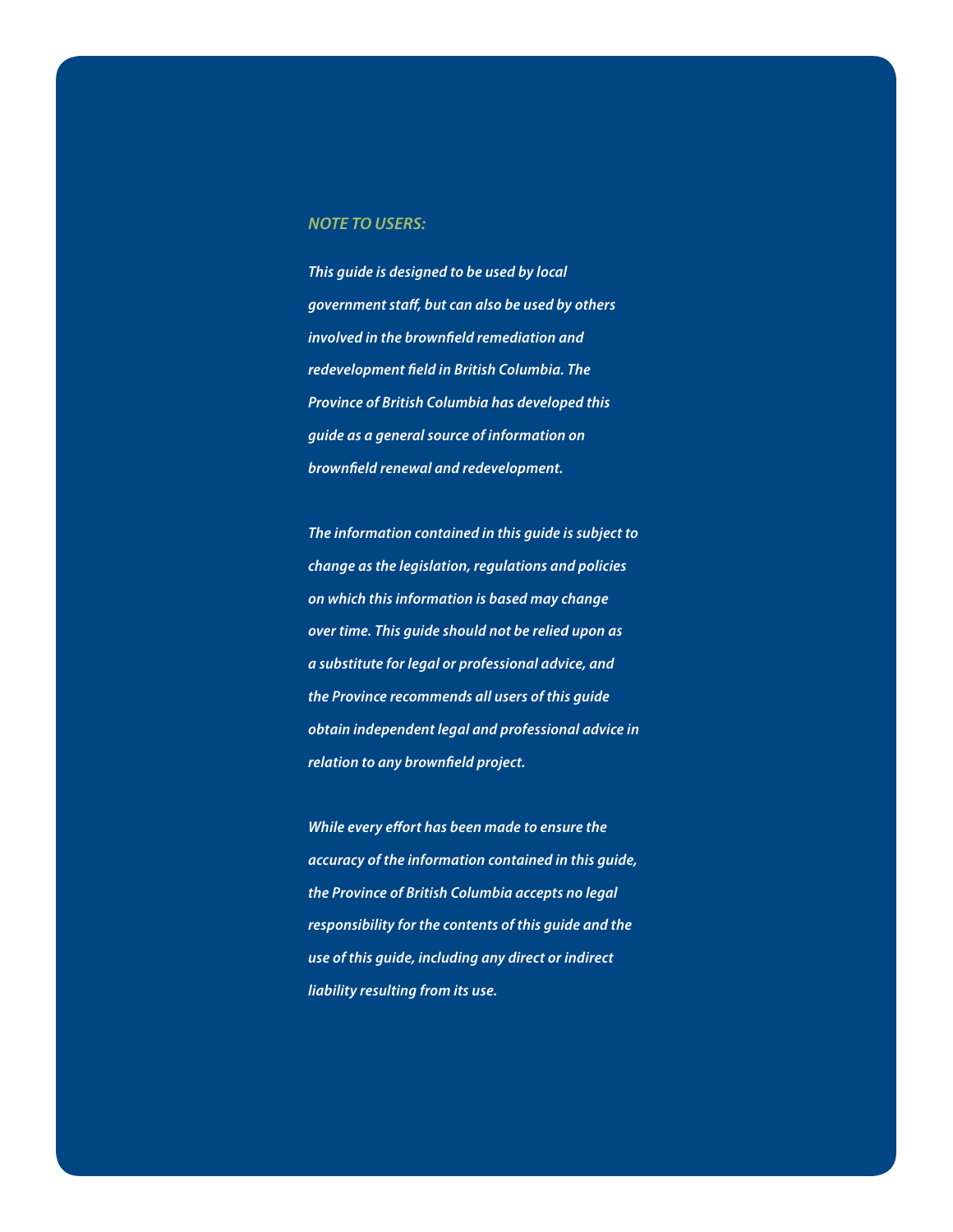***NOTE TO USERS:***

***This guide is designed to be used by local government staff, but can also be used by others involved in the brownfield remediation and redevelopment field in British Columbia. The Province of British Columbia has developed this guide as a general source of information on brownfield renewal and redevelopment.***

***The information contained in this guide is subject to change as the legislation, regulations and policies on which this information is based may change over time. This guide should not be relied upon as a substitute for legal or professional advice, and the Province recommends all users of this guide obtain independent legal and professional advice in relation to any brownfield project.***

***While every effort has been made to ensure the accuracy of the information contained in this guide, the Province of British Columbia accepts no legal responsibility for the contents of this guide and the use of this guide, including any direct or indirect liability resulting from its use.***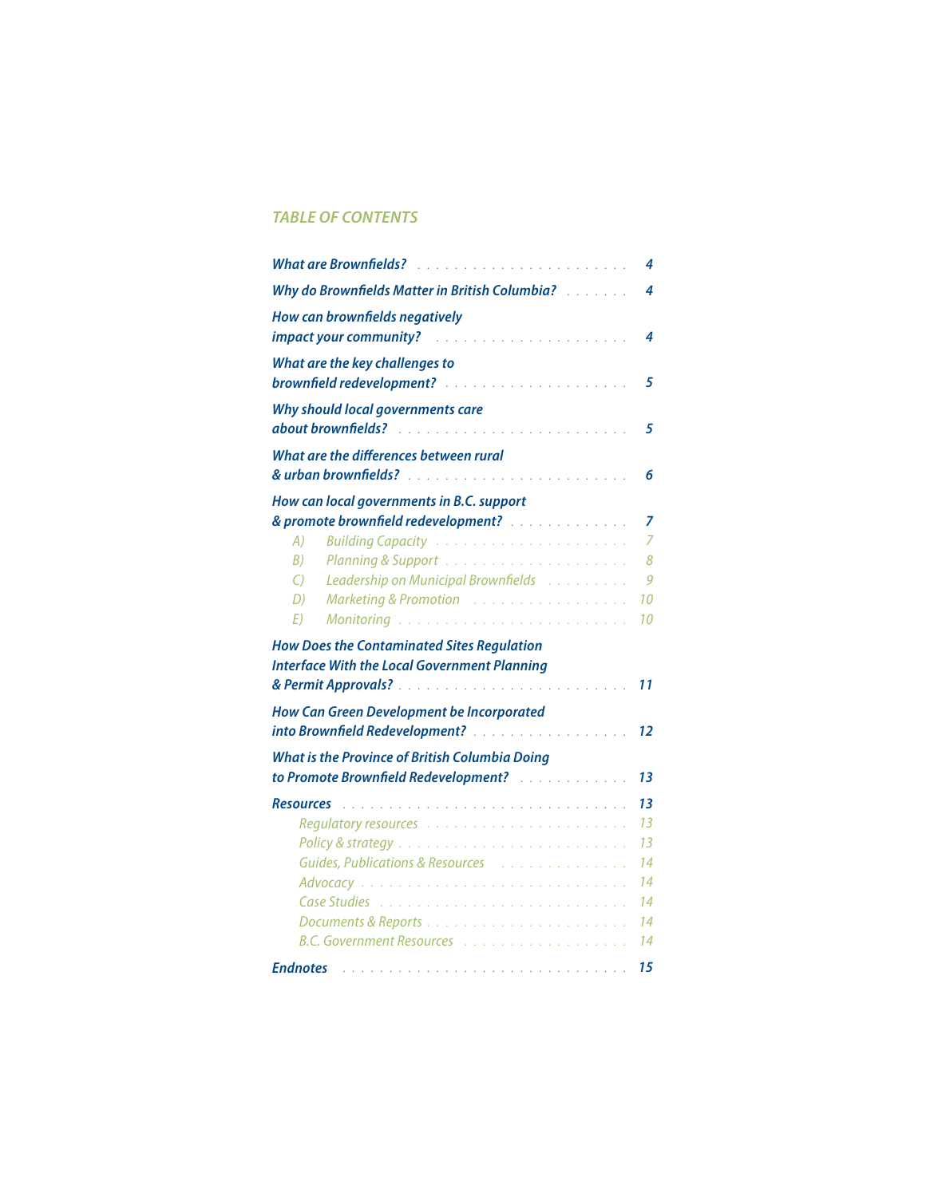## TABLE OF CONTENTS

What are Brownfields? . . . . . . . . . . . . . . . . . . . . . . . 4

Why do Brownfields Matter in British Columbia? . . . . . . . 4

How can brownfields negatively impact your community? . . . . . . . . . . . . . . . . . . . . . 4

What are the key challenges to brownfield redevelopment? . . . . . . . . . . . . . . . . . . . . 5

Why should local governments care about brownfields? . . . . . . . . . . . . . . . . . . . . . . . . 5

What are the differences between rural & urban brownfields? . . . . . . . . . . . . . . . . . . . . . . . 6

How can local governments in B.C. support & promote brownfield redevelopment? . . . . . . . . . . . . 7

- A) Building Capacity . . . . . . . . . . . . . . . . . . . . 7
- B) Planning & Support . . . . . . . . . . . . . . . . . . . 8
- C) Leadership on Municipal Brownfields . . . . . . . . . 9
- D) Marketing & Promotion . . . . . . . . . . . . . . . . 10
- E) Monitoring . . . . . . . . . . . . . . . . . . . . . . . . 10

How Does the Contaminated Sites Regulation Interface With the Local Government Planning & Permit Approvals? . . . . . . . . . . . . . . . . . . . . . . . . 11

How Can Green Development be Incorporated into Brownfield Redevelopment? . . . . . . . . . . . . . . . . . 12

What is the Province of British Columbia Doing to Promote Brownfield Redevelopment? . . . . . . . . . . . 13

Resources . . . . . . . . . . . . . . . . . . . . . . . . . . . . . 13

- Regulatory resources . . . . . . . . . . . . . . . . . . . . . 13
- Policy & strategy . . . . . . . . . . . . . . . . . . . . . . . . 13
- Guides, Publications & Resources . . . . . . . . . . . . . 14
- Advocacy . . . . . . . . . . . . . . . . . . . . . . . . . . . . 14
- Case Studies . . . . . . . . . . . . . . . . . . . . . . . . . . 14
- Documents & Reports . . . . . . . . . . . . . . . . . . . . 14
- B.C. Government Resources . . . . . . . . . . . . . . . . . 14

Endnotes . . . . . . . . . . . . . . . . . . . . . . . . . . . . . . 15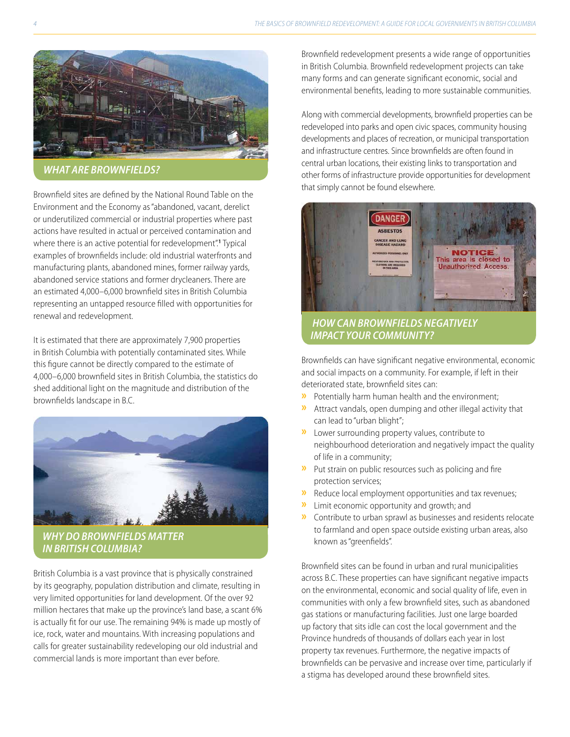## WHAT ARE BROWNFIELDS?

Brownfield sites are defined by the National Round Table on the Environment and the Economy as "abandoned, vacant, derelict or underutilized commercial or industrial properties where past actions have resulted in actual or perceived contamination and where there is an active potential for redevelopment".[1] Typical examples of brownfields include: old industrial waterfronts and manufacturing plants, abandoned mines, former railway yards, abandoned service stations and former drycleaners. There are an estimated 4,000–6,000 brownfield sites in British Columbia representing an untapped resource filled with opportunities for renewal and redevelopment.

It is estimated that there are approximately 7,900 properties in British Columbia with potentially contaminated sites. While this figure cannot be directly compared to the estimate of 4,000–6,000 brownfield sites in British Columbia, the statistics do shed additional light on the magnitude and distribution of the brownfields landscape in B.C.

## WHY DO BROWNFIELDS MATTER IN BRITISH COLUMBIA?

British Columbia is a vast province that is physically constrained by its geography, population distribution and climate, resulting in very limited opportunities for land development. Of the over 92 million hectares that make up the province's land base, a scant 6% is actually fit for our use. The remaining 94% is made up mostly of ice, rock, water and mountains. With increasing populations and calls for greater sustainability redeveloping our old industrial and commercial lands is more important than ever before.

Brownfield redevelopment presents a wide range of opportunities in British Columbia. Brownfield redevelopment projects can take many forms and can generate significant economic, social and environmental benefits, leading to more sustainable communities.

Along with commercial developments, brownfield properties can be redeveloped into parks and open civic spaces, community housing developments and places of recreation, or municipal transportation and infrastructure centres. Since brownfields are often found in central urban locations, their existing links to transportation and other forms of infrastructure provide opportunities for development that simply cannot be found elsewhere.

## HOW CAN BROWNFIELDS NEGATIVELY IMPACT YOUR COMMUNITY?

Brownfields can have significant negative environmental, economic and social impacts on a community. For example, if left in their deteriorated state, brownfield sites can:

- Potentially harm human health and the environment;
- Attract vandals, open dumping and other illegal activity that can lead to "urban blight";
- Lower surrounding property values, contribute to neighbourhood deterioration and negatively impact the quality of life in a community;
- Put strain on public resources such as policing and fire protection services;
- Reduce local employment opportunities and tax revenues;
- Limit economic opportunity and growth; and
- Contribute to urban sprawl as businesses and residents relocate to farmland and open space outside existing urban areas, also known as "greenfields".

Brownfield sites can be found in urban and rural municipalities across B.C. These properties can have significant negative impacts on the environmental, economic and social quality of life, even in communities with only a few brownfield sites, such as abandoned gas stations or manufacturing facilities. Just one large boarded up factory that sits idle can cost the local government and the Province hundreds of thousands of dollars each year in lost property tax revenues. Furthermore, the negative impacts of brownfields can be pervasive and increase over time, particularly if a stigma has developed around these brownfield sites.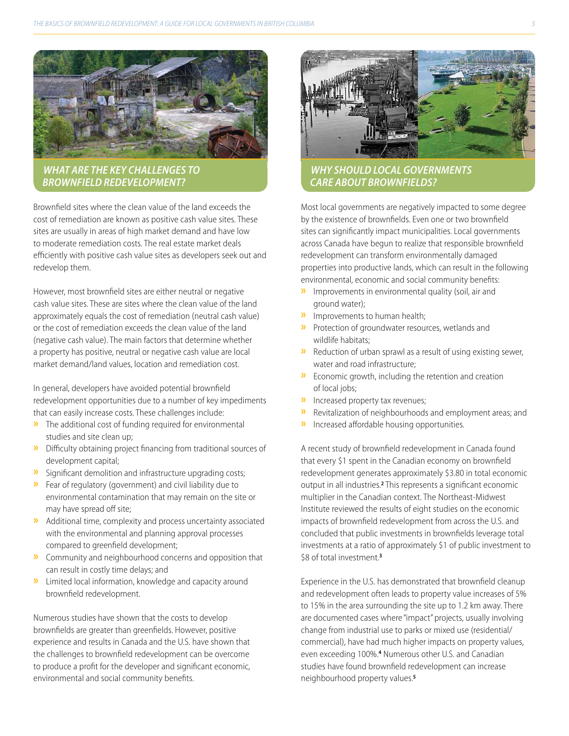## WHAT ARE THE KEY CHALLENGES TO BROWNFIELD REDEVELOPMENT?

Brownfield sites where the clean value of the land exceeds the cost of remediation are known as positive cash value sites. These sites are usually in areas of high market demand and have low to moderate remediation costs. The real estate market deals efficiently with positive cash value sites as developers seek out and redevelop them.

However, most brownfield sites are either neutral or negative cash value sites. These are sites where the clean value of the land approximately equals the cost of remediation (neutral cash value) or the cost of remediation exceeds the clean value of the land (negative cash value). The main factors that determine whether a property has positive, neutral or negative cash value are local market demand/land values, location and remediation cost.

In general, developers have avoided potential brownfield redevelopment opportunities due to a number of key impediments that can easily increase costs. These challenges include:

- The additional cost of funding required for environmental studies and site clean up;
- Difficulty obtaining project financing from traditional sources of development capital;
- Significant demolition and infrastructure upgrading costs;
- Fear of regulatory (government) and civil liability due to environmental contamination that may remain on the site or may have spread off site;
- Additional time, complexity and process uncertainty associated with the environmental and planning approval processes compared to greenfield development;
- Community and neighbourhood concerns and opposition that can result in costly time delays; and
- Limited local information, knowledge and capacity around brownfield redevelopment.

Numerous studies have shown that the costs to develop brownfields are greater than greenfields. However, positive experience and results in Canada and the U.S. have shown that the challenges to brownfield redevelopment can be overcome to produce a profit for the developer and significant economic, environmental and social community benefits.

## WHY SHOULD LOCAL GOVERNMENTS CARE ABOUT BROWNFIELDS?

Most local governments are negatively impacted to some degree by the existence of brownfields. Even one or two brownfield sites can significantly impact municipalities. Local governments across Canada have begun to realize that responsible brownfield redevelopment can transform environmentally damaged properties into productive lands, which can result in the following environmental, economic and social community benefits:

- Improvements in environmental quality (soil, air and ground water);
- Improvements to human health;
- Protection of groundwater resources, wetlands and wildlife habitats;
- Reduction of urban sprawl as a result of using existing sewer, water and road infrastructure;
- Economic growth, including the retention and creation of local jobs;
- Increased property tax revenues;
- Revitalization of neighbourhoods and employment areas; and
- Increased affordable housing opportunities.

A recent study of brownfield redevelopment in Canada found that every $1 spent in the Canadian economy on brownfield redevelopment generates approximately $3.80 in total economic output in all industries.[2] This represents a significant economic multiplier in the Canadian context. The Northeast-Midwest Institute reviewed the results of eight studies on the economic impacts of brownfield redevelopment from across the U.S. and concluded that public investments in brownfields leverage total investments at a ratio of approximately $1 of public investment to $8 of total investment.[3]

Experience in the U.S. has demonstrated that brownfield cleanup and redevelopment often leads to property value increases of 5% to 15% in the area surrounding the site up to 1.2 km away. There are documented cases where "impact" projects, usually involving change from industrial use to parks or mixed use (residential/commercial), have had much higher impacts on property values, even exceeding 100%.[4] Numerous other U.S. and Canadian studies have found brownfield redevelopment can increase neighbourhood property values.[5]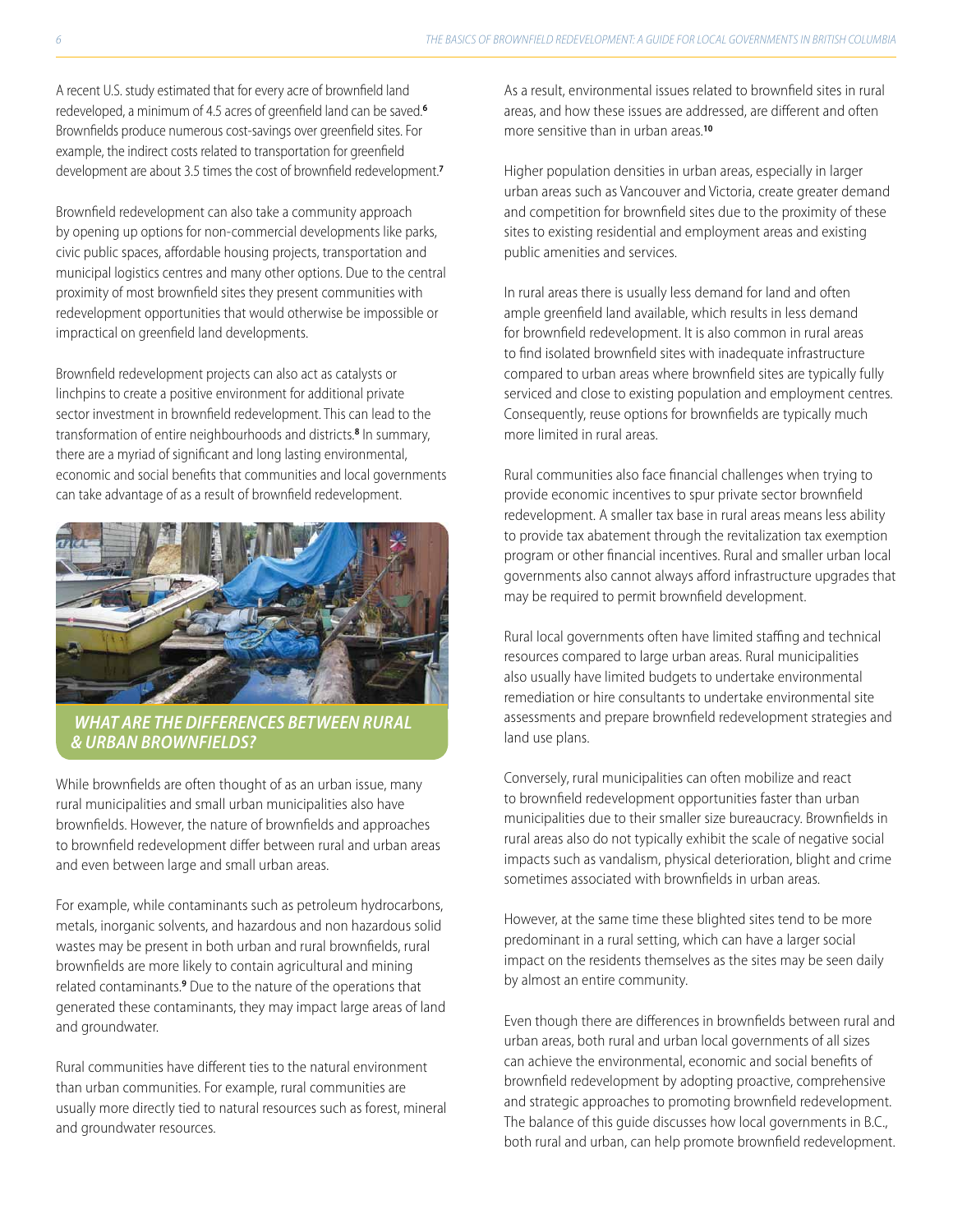A recent U.S. study estimated that for every acre of brownfield land redeveloped, a minimum of 4.5 acres of greenfield land can be saved.[6] Brownfields produce numerous cost-savings over greenfield sites. For example, the indirect costs related to transportation for greenfield development are about 3.5 times the cost of brownfield redevelopment.[7]

Brownfield redevelopment can also take a community approach by opening up options for non-commercial developments like parks, civic public spaces, affordable housing projects, transportation and municipal logistics centres and many other options. Due to the central proximity of most brownfield sites they present communities with redevelopment opportunities that would otherwise be impossible or impractical on greenfield land developments.

Brownfield redevelopment projects can also act as catalysts or linchpins to create a positive environment for additional private sector investment in brownfield redevelopment. This can lead to the transformation of entire neighbourhoods and districts.[8] In summary, there are a myriad of significant and long lasting environmental, economic and social benefits that communities and local governments can take advantage of as a result of brownfield redevelopment.

## WHAT ARE THE DIFFERENCES BETWEEN RURAL & URBAN BROWNFIELDS?

While brownfields are often thought of as an urban issue, many rural municipalities and small urban municipalities also have brownfields. However, the nature of brownfields and approaches to brownfield redevelopment differ between rural and urban areas and even between large and small urban areas.

For example, while contaminants such as petroleum hydrocarbons, metals, inorganic solvents, and hazardous and non hazardous solid wastes may be present in both urban and rural brownfields, rural brownfields are more likely to contain agricultural and mining related contaminants.[9] Due to the nature of the operations that generated these contaminants, they may impact large areas of land and groundwater.

Rural communities have different ties to the natural environment than urban communities. For example, rural communities are usually more directly tied to natural resources such as forest, mineral and groundwater resources.

As a result, environmental issues related to brownfield sites in rural areas, and how these issues are addressed, are different and often more sensitive than in urban areas.[10]

Higher population densities in urban areas, especially in larger urban areas such as Vancouver and Victoria, create greater demand and competition for brownfield sites due to the proximity of these sites to existing residential and employment areas and existing public amenities and services.

In rural areas there is usually less demand for land and often ample greenfield land available, which results in less demand for brownfield redevelopment. It is also common in rural areas to find isolated brownfield sites with inadequate infrastructure compared to urban areas where brownfield sites are typically fully serviced and close to existing population and employment centres. Consequently, reuse options for brownfields are typically much more limited in rural areas.

Rural communities also face financial challenges when trying to provide economic incentives to spur private sector brownfield redevelopment. A smaller tax base in rural areas means less ability to provide tax abatement through the revitalization tax exemption program or other financial incentives. Rural and smaller urban local governments also cannot always afford infrastructure upgrades that may be required to permit brownfield development.

Rural local governments often have limited staffing and technical resources compared to large urban areas. Rural municipalities also usually have limited budgets to undertake environmental remediation or hire consultants to undertake environmental site assessments and prepare brownfield redevelopment strategies and land use plans.

Conversely, rural municipalities can often mobilize and react to brownfield redevelopment opportunities faster than urban municipalities due to their smaller size bureaucracy. Brownfields in rural areas also do not typically exhibit the scale of negative social impacts such as vandalism, physical deterioration, blight and crime sometimes associated with brownfields in urban areas.

However, at the same time these blighted sites tend to be more predominant in a rural setting, which can have a larger social impact on the residents themselves as the sites may be seen daily by almost an entire community.

Even though there are differences in brownfields between rural and urban areas, both rural and urban local governments of all sizes can achieve the environmental, economic and social benefits of brownfield redevelopment by adopting proactive, comprehensive and strategic approaches to promoting brownfield redevelopment. The balance of this guide discusses how local governments in B.C., both rural and urban, can help promote brownfield redevelopment.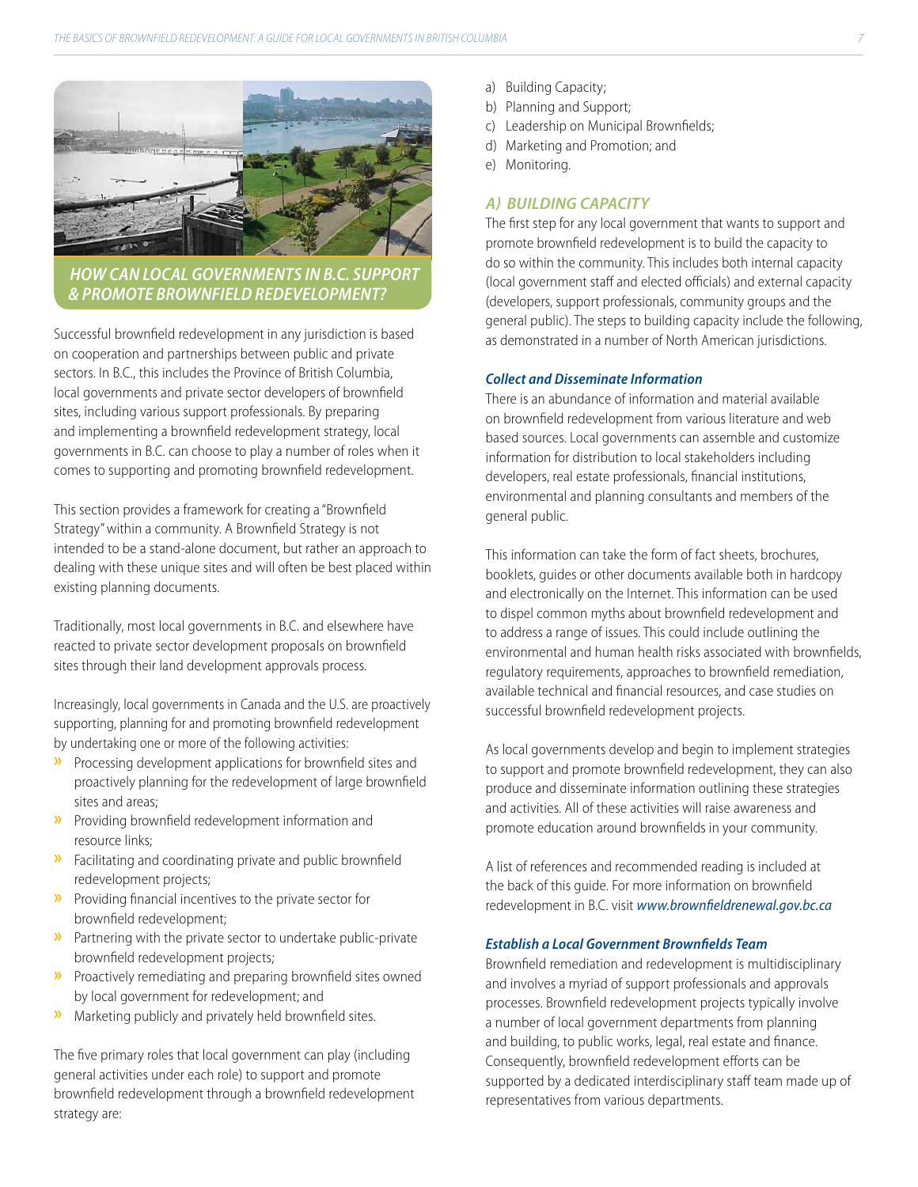## HOW CAN LOCAL GOVERNMENTS IN B.C. SUPPORT & PROMOTE BROWNFIELD REDEVELOPMENT?

Successful brownfield redevelopment in any jurisdiction is based on cooperation and partnerships between public and private sectors. In B.C., this includes the Province of British Columbia, local governments and private sector developers of brownfield sites, including various support professionals. By preparing and implementing a brownfield redevelopment strategy, local governments in B.C. can choose to play a number of roles when it comes to supporting and promoting brownfield redevelopment.

This section provides a framework for creating a "Brownfield Strategy" within a community. A Brownfield Strategy is not intended to be a stand-alone document, but rather an approach to dealing with these unique sites and will often be best placed within existing planning documents.

Traditionally, most local governments in B.C. and elsewhere have reacted to private sector development proposals on brownfield sites through their land development approvals process.

Increasingly, local governments in Canada and the U.S. are proactively supporting, planning for and promoting brownfield redevelopment by undertaking one or more of the following activities:

- Processing development applications for brownfield sites and proactively planning for the redevelopment of large brownfield sites and areas;
- Providing brownfield redevelopment information and resource links;
- Facilitating and coordinating private and public brownfield redevelopment projects;
- Providing financial incentives to the private sector for brownfield redevelopment;
- Partnering with the private sector to undertake public-private brownfield redevelopment projects;
- Proactively remediating and preparing brownfield sites owned by local government for redevelopment; and
- Marketing publicly and privately held brownfield sites.

The five primary roles that local government can play (including general activities under each role) to support and promote brownfield redevelopment through a brownfield redevelopment strategy are:

a) Building Capacity;
b) Planning and Support;
c) Leadership on Municipal Brownfields;
d) Marketing and Promotion; and
e) Monitoring.

### A) BUILDING CAPACITY

The first step for any local government that wants to support and promote brownfield redevelopment is to build the capacity to do so within the community. This includes both internal capacity (local government staff and elected officials) and external capacity (developers, support professionals, community groups and the general public). The steps to building capacity include the following, as demonstrated in a number of North American jurisdictions.

#### *Collect and Disseminate Information*

There is an abundance of information and material available on brownfield redevelopment from various literature and web based sources. Local governments can assemble and customize information for distribution to local stakeholders including developers, real estate professionals, financial institutions, environmental and planning consultants and members of the general public.

This information can take the form of fact sheets, brochures, booklets, guides or other documents available both in hardcopy and electronically on the Internet. This information can be used to dispel common myths about brownfield redevelopment and to address a range of issues. This could include outlining the environmental and human health risks associated with brownfields, regulatory requirements, approaches to brownfield remediation, available technical and financial resources, and case studies on successful brownfield redevelopment projects.

As local governments develop and begin to implement strategies to support and promote brownfield redevelopment, they can also produce and disseminate information outlining these strategies and activities. All of these activities will raise awareness and promote education around brownfields in your community.

A list of references and recommended reading is included at the back of this guide. For more information on brownfield redevelopment in B.C. visit *www.brownfieldrenewal.gov.bc.ca*

#### *Establish a Local Government Brownfields Team*

Brownfield remediation and redevelopment is multidisciplinary and involves a myriad of support professionals and approvals processes. Brownfield redevelopment projects typically involve a number of local government departments from planning and building, to public works, legal, real estate and finance. Consequently, brownfield redevelopment efforts can be supported by a dedicated interdisciplinary staff team made up of representatives from various departments.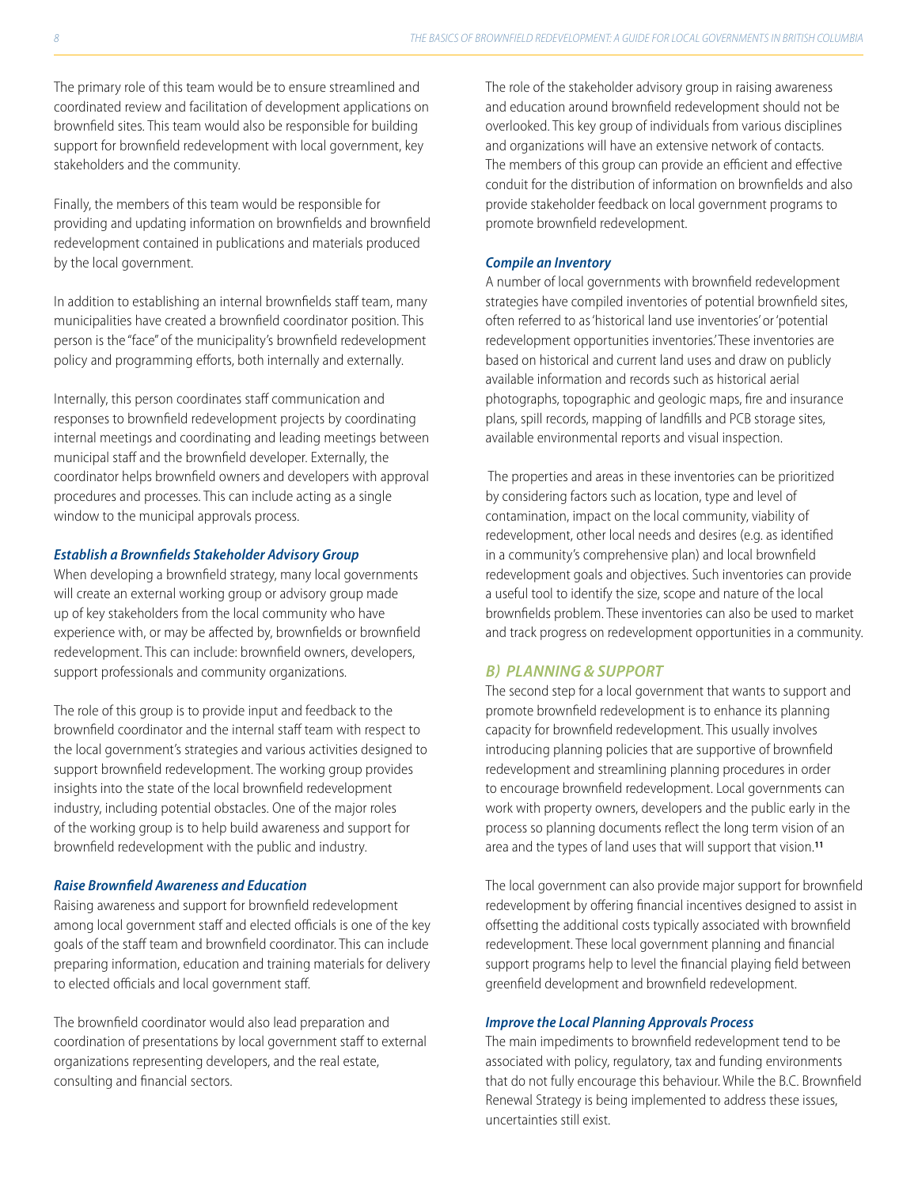The primary role of this team would be to ensure streamlined and coordinated review and facilitation of development applications on brownfield sites. This team would also be responsible for building support for brownfield redevelopment with local government, key stakeholders and the community.

Finally, the members of this team would be responsible for providing and updating information on brownfields and brownfield redevelopment contained in publications and materials produced by the local government.

In addition to establishing an internal brownfields staff team, many municipalities have created a brownfield coordinator position. This person is the "face" of the municipality's brownfield redevelopment policy and programming efforts, both internally and externally.

Internally, this person coordinates staff communication and responses to brownfield redevelopment projects by coordinating internal meetings and coordinating and leading meetings between municipal staff and the brownfield developer. Externally, the coordinator helps brownfield owners and developers with approval procedures and processes. This can include acting as a single window to the municipal approvals process.

#### *Establish a Brownfields Stakeholder Advisory Group*

When developing a brownfield strategy, many local governments will create an external working group or advisory group made up of key stakeholders from the local community who have experience with, or may be affected by, brownfields or brownfield redevelopment. This can include: brownfield owners, developers, support professionals and community organizations.

The role of this group is to provide input and feedback to the brownfield coordinator and the internal staff team with respect to the local government's strategies and various activities designed to support brownfield redevelopment. The working group provides insights into the state of the local brownfield redevelopment industry, including potential obstacles. One of the major roles of the working group is to help build awareness and support for brownfield redevelopment with the public and industry.

#### *Raise Brownfield Awareness and Education*

Raising awareness and support for brownfield redevelopment among local government staff and elected officials is one of the key goals of the staff team and brownfield coordinator. This can include preparing information, education and training materials for delivery to elected officials and local government staff.

The brownfield coordinator would also lead preparation and coordination of presentations by local government staff to external organizations representing developers, and the real estate, consulting and financial sectors.

The role of the stakeholder advisory group in raising awareness and education around brownfield redevelopment should not be overlooked. This key group of individuals from various disciplines and organizations will have an extensive network of contacts. The members of this group can provide an efficient and effective conduit for the distribution of information on brownfields and also provide stakeholder feedback on local government programs to promote brownfield redevelopment.

#### *Compile an Inventory*

A number of local governments with brownfield redevelopment strategies have compiled inventories of potential brownfield sites, often referred to as 'historical land use inventories' or 'potential redevelopment opportunities inventories.' These inventories are based on historical and current land uses and draw on publicly available information and records such as historical aerial photographs, topographic and geologic maps, fire and insurance plans, spill records, mapping of landfills and PCB storage sites, available environmental reports and visual inspection.

The properties and areas in these inventories can be prioritized by considering factors such as location, type and level of contamination, impact on the local community, viability of redevelopment, other local needs and desires (e.g. as identified in a community's comprehensive plan) and local brownfield redevelopment goals and objectives. Such inventories can provide a useful tool to identify the size, scope and nature of the local brownfields problem. These inventories can also be used to market and track progress on redevelopment opportunities in a community.

### *B) PLANNING & SUPPORT*

The second step for a local government that wants to support and promote brownfield redevelopment is to enhance its planning capacity for brownfield redevelopment. This usually involves introducing planning policies that are supportive of brownfield redevelopment and streamlining planning procedures in order to encourage brownfield redevelopment. Local governments can work with property owners, developers and the public early in the process so planning documents reflect the long term vision of an area and the types of land uses that will support that vision.[11]

The local government can also provide major support for brownfield redevelopment by offering financial incentives designed to assist in offsetting the additional costs typically associated with brownfield redevelopment. These local government planning and financial support programs help to level the financial playing field between greenfield development and brownfield redevelopment.

#### *Improve the Local Planning Approvals Process*

The main impediments to brownfield redevelopment tend to be associated with policy, regulatory, tax and funding environments that do not fully encourage this behaviour. While the B.C. Brownfield Renewal Strategy is being implemented to address these issues, uncertainties still exist.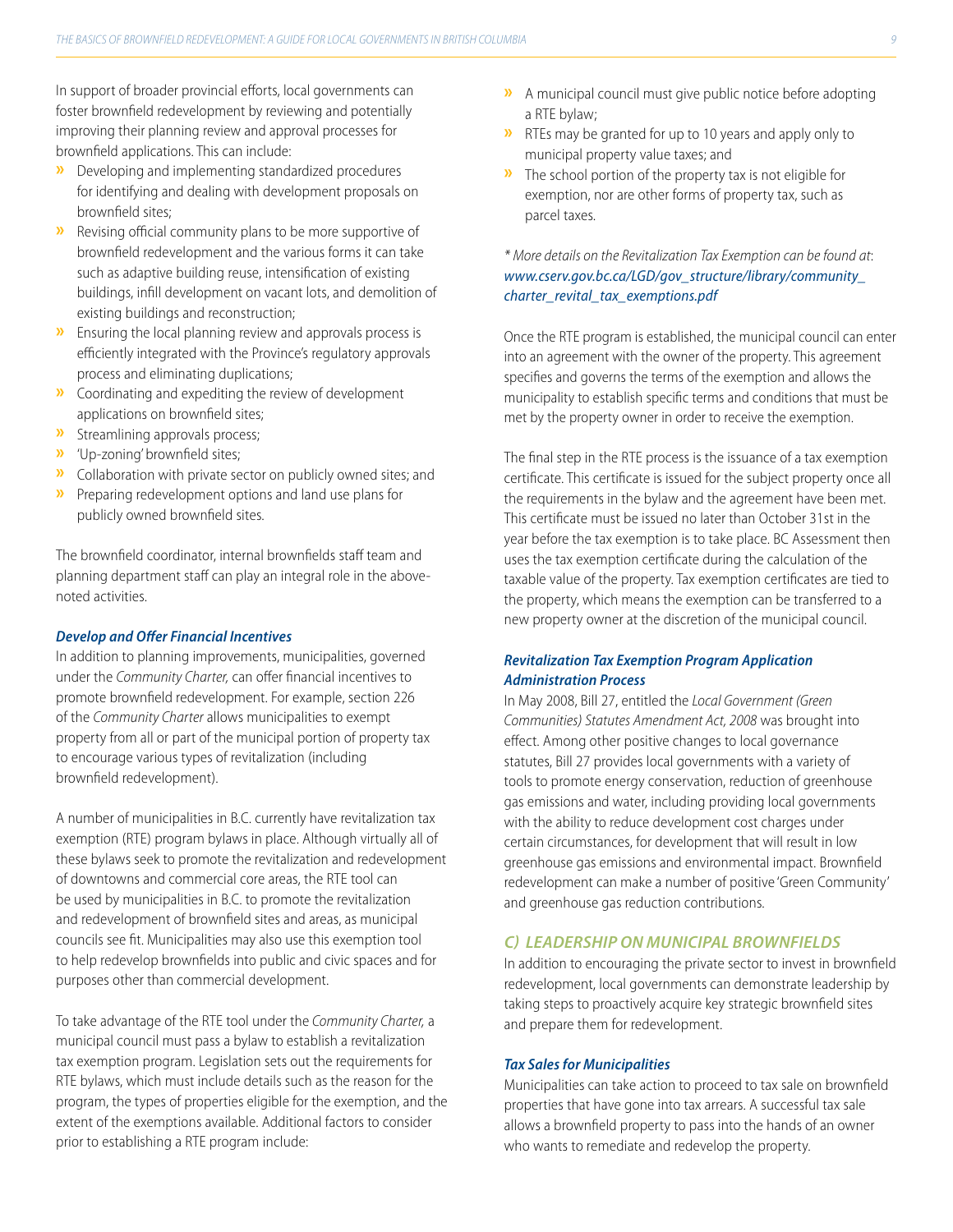In support of broader provincial efforts, local governments can foster brownfield redevelopment by reviewing and potentially improving their planning review and approval processes for brownfield applications. This can include:

- Developing and implementing standardized procedures for identifying and dealing with development proposals on brownfield sites;
- Revising official community plans to be more supportive of brownfield redevelopment and the various forms it can take such as adaptive building reuse, intensification of existing buildings, infill development on vacant lots, and demolition of existing buildings and reconstruction;
- Ensuring the local planning review and approvals process is efficiently integrated with the Province's regulatory approvals process and eliminating duplications;
- Coordinating and expediting the review of development applications on brownfield sites;
- Streamlining approvals process;
- 'Up-zoning' brownfield sites;
- Collaboration with private sector on publicly owned sites; and
- Preparing redevelopment options and land use plans for publicly owned brownfield sites.

The brownfield coordinator, internal brownfields staff team and planning department staff can play an integral role in the above-noted activities.

#### *Develop and Offer Financial Incentives*

In addition to planning improvements, municipalities, governed under the *Community Charter,* can offer financial incentives to promote brownfield redevelopment. For example, section 226 of the *Community Charter* allows municipalities to exempt property from all or part of the municipal portion of property tax to encourage various types of revitalization (including brownfield redevelopment).

A number of municipalities in B.C. currently have revitalization tax exemption (RTE) program bylaws in place. Although virtually all of these bylaws seek to promote the revitalization and redevelopment of downtowns and commercial core areas, the RTE tool can be used by municipalities in B.C. to promote the revitalization and redevelopment of brownfield sites and areas, as municipal councils see fit. Municipalities may also use this exemption tool to help redevelop brownfields into public and civic spaces and for purposes other than commercial development.

To take advantage of the RTE tool under the *Community Charter,* a municipal council must pass a bylaw to establish a revitalization tax exemption program. Legislation sets out the requirements for RTE bylaws, which must include details such as the reason for the program, the types of properties eligible for the exemption, and the extent of the exemptions available. Additional factors to consider prior to establishing a RTE program include:

- A municipal council must give public notice before adopting a RTE bylaw;
- RTEs may be granted for up to 10 years and apply only to municipal property value taxes; and
- The school portion of the property tax is not eligible for exemption, nor are other forms of property tax, such as parcel taxes.

*\* More details on the Revitalization Tax Exemption can be found at: www.cserv.gov.bc.ca/LGD/gov_structure/library/community_charter_revital_tax_exemptions.pdf*

Once the RTE program is established, the municipal council can enter into an agreement with the owner of the property. This agreement specifies and governs the terms of the exemption and allows the municipality to establish specific terms and conditions that must be met by the property owner in order to receive the exemption.

The final step in the RTE process is the issuance of a tax exemption certificate. This certificate is issued for the subject property once all the requirements in the bylaw and the agreement have been met. This certificate must be issued no later than October 31st in the year before the tax exemption is to take place. BC Assessment then uses the tax exemption certificate during the calculation of the taxable value of the property. Tax exemption certificates are tied to the property, which means the exemption can be transferred to a new property owner at the discretion of the municipal council.

#### *Revitalization Tax Exemption Program Application Administration Process*

In May 2008, Bill 27, entitled the *Local Government (Green Communities) Statutes Amendment Act, 2008* was brought into effect. Among other positive changes to local governance statutes, Bill 27 provides local governments with a variety of tools to promote energy conservation, reduction of greenhouse gas emissions and water, including providing local governments with the ability to reduce development cost charges under certain circumstances, for development that will result in low greenhouse gas emissions and environmental impact. Brownfield redevelopment can make a number of positive 'Green Community' and greenhouse gas reduction contributions.

### *C) LEADERSHIP ON MUNICIPAL BROWNFIELDS*

In addition to encouraging the private sector to invest in brownfield redevelopment, local governments can demonstrate leadership by taking steps to proactively acquire key strategic brownfield sites and prepare them for redevelopment.

#### *Tax Sales for Municipalities*

Municipalities can take action to proceed to tax sale on brownfield properties that have gone into tax arrears. A successful tax sale allows a brownfield property to pass into the hands of an owner who wants to remediate and redevelop the property.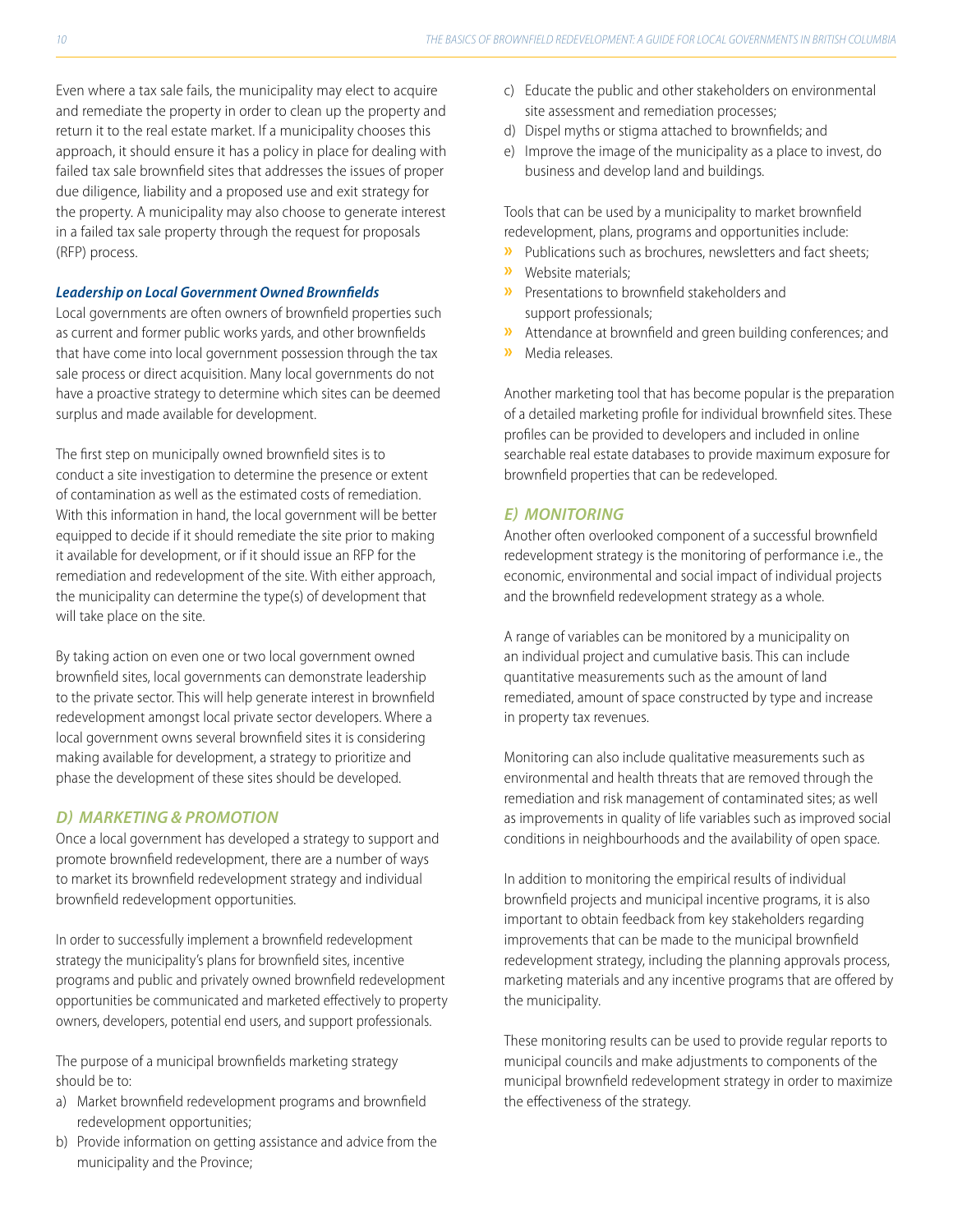Even where a tax sale fails, the municipality may elect to acquire and remediate the property in order to clean up the property and return it to the real estate market. If a municipality chooses this approach, it should ensure it has a policy in place for dealing with failed tax sale brownfield sites that addresses the issues of proper due diligence, liability and a proposed use and exit strategy for the property. A municipality may also choose to generate interest in a failed tax sale property through the request for proposals (RFP) process.

#### *Leadership on Local Government Owned Brownfields*

Local governments are often owners of brownfield properties such as current and former public works yards, and other brownfields that have come into local government possession through the tax sale process or direct acquisition. Many local governments do not have a proactive strategy to determine which sites can be deemed surplus and made available for development.

The first step on municipally owned brownfield sites is to conduct a site investigation to determine the presence or extent of contamination as well as the estimated costs of remediation. With this information in hand, the local government will be better equipped to decide if it should remediate the site prior to making it available for development, or if it should issue an RFP for the remediation and redevelopment of the site. With either approach, the municipality can determine the type(s) of development that will take place on the site.

By taking action on even one or two local government owned brownfield sites, local governments can demonstrate leadership to the private sector. This will help generate interest in brownfield redevelopment amongst local private sector developers. Where a local government owns several brownfield sites it is considering making available for development, a strategy to prioritize and phase the development of these sites should be developed.

### *D) MARKETING & PROMOTION*

Once a local government has developed a strategy to support and promote brownfield redevelopment, there are a number of ways to market its brownfield redevelopment strategy and individual brownfield redevelopment opportunities.

In order to successfully implement a brownfield redevelopment strategy the municipality's plans for brownfield sites, incentive programs and public and privately owned brownfield redevelopment opportunities be communicated and marketed effectively to property owners, developers, potential end users, and support professionals.

The purpose of a municipal brownfields marketing strategy should be to:

a) Market brownfield redevelopment programs and brownfield redevelopment opportunities;
b) Provide information on getting assistance and advice from the municipality and the Province;
c) Educate the public and other stakeholders on environmental site assessment and remediation processes;
d) Dispel myths or stigma attached to brownfields; and
e) Improve the image of the municipality as a place to invest, do business and develop land and buildings.

Tools that can be used by a municipality to market brownfield redevelopment, plans, programs and opportunities include:

- Publications such as brochures, newsletters and fact sheets;
- Website materials;
- Presentations to brownfield stakeholders and support professionals;
- Attendance at brownfield and green building conferences; and
- Media releases.

Another marketing tool that has become popular is the preparation of a detailed marketing profile for individual brownfield sites. These profiles can be provided to developers and included in online searchable real estate databases to provide maximum exposure for brownfield properties that can be redeveloped.

### *E) MONITORING*

Another often overlooked component of a successful brownfield redevelopment strategy is the monitoring of performance i.e., the economic, environmental and social impact of individual projects and the brownfield redevelopment strategy as a whole.

A range of variables can be monitored by a municipality on an individual project and cumulative basis. This can include quantitative measurements such as the amount of land remediated, amount of space constructed by type and increase in property tax revenues.

Monitoring can also include qualitative measurements such as environmental and health threats that are removed through the remediation and risk management of contaminated sites; as well as improvements in quality of life variables such as improved social conditions in neighbourhoods and the availability of open space.

In addition to monitoring the empirical results of individual brownfield projects and municipal incentive programs, it is also important to obtain feedback from key stakeholders regarding improvements that can be made to the municipal brownfield redevelopment strategy, including the planning approvals process, marketing materials and any incentive programs that are offered by the municipality.

These monitoring results can be used to provide regular reports to municipal councils and make adjustments to components of the municipal brownfield redevelopment strategy in order to maximize the effectiveness of the strategy.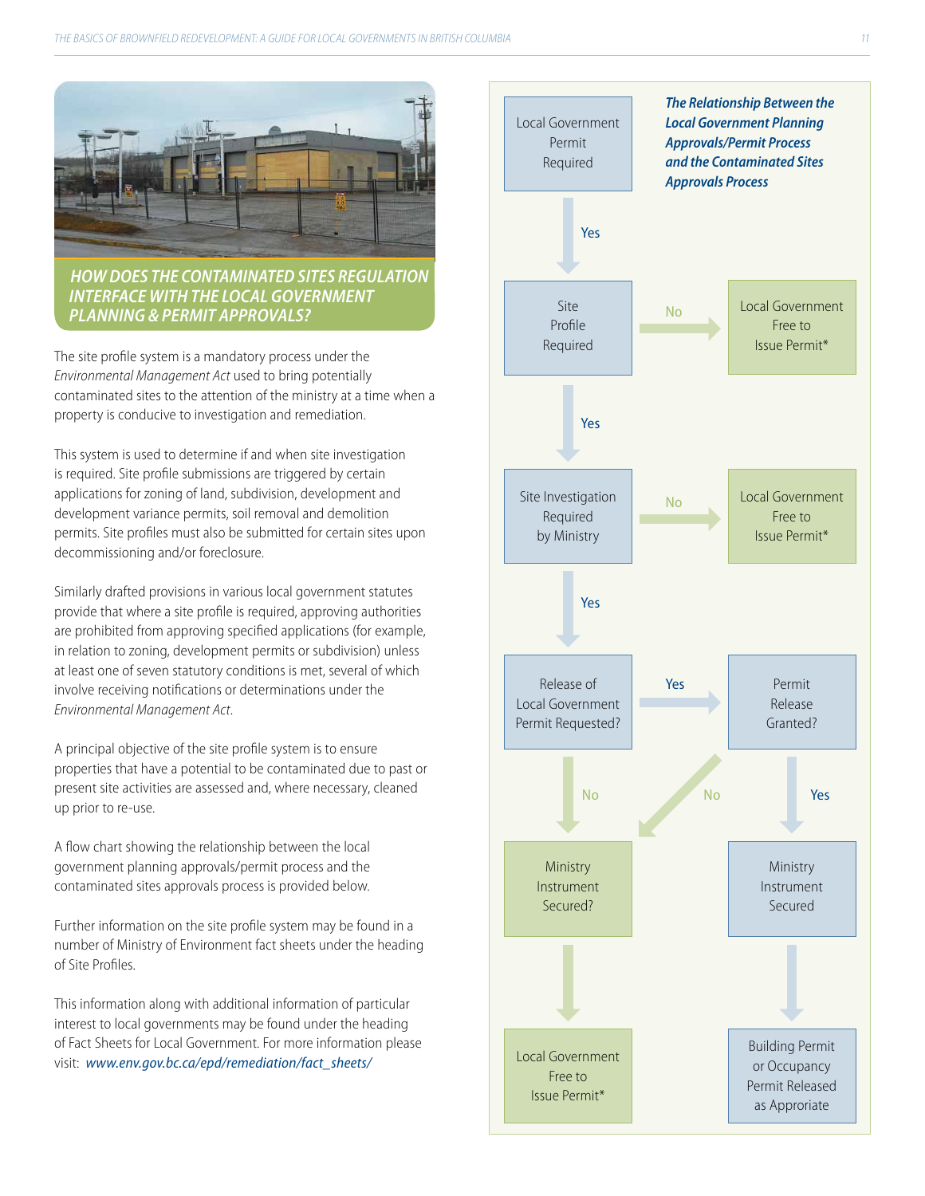## HOW DOES THE CONTAMINATED SITES REGULATION INTERFACE WITH THE LOCAL GOVERNMENT PLANNING & PERMIT APPROVALS?

The site profile system is a mandatory process under the *Environmental Management Act* used to bring potentially contaminated sites to the attention of the ministry at a time when a property is conducive to investigation and remediation.

This system is used to determine if and when site investigation is required. Site profile submissions are triggered by certain applications for zoning of land, subdivision, development and development variance permits, soil removal and demolition permits. Site profiles must also be submitted for certain sites upon decommissioning and/or foreclosure.

Similarly drafted provisions in various local government statutes provide that where a site profile is required, approving authorities are prohibited from approving specified applications (for example, in relation to zoning, development permits or subdivision) unless at least one of seven statutory conditions is met, several of which involve receiving notifications or determinations under the *Environmental Management Act*.

A principal objective of the site profile system is to ensure properties that have a potential to be contaminated due to past or present site activities are assessed and, where necessary, cleaned up prior to re-use.

A flow chart showing the relationship between the local government planning approvals/permit process and the contaminated sites approvals process is provided below.

Further information on the site profile system may be found in a number of Ministry of Environment fact sheets under the heading of Site Profiles.

This information along with additional information of particular interest to local governments may be found under the heading of Fact Sheets for Local Government. For more information please visit: *www.env.gov.bc.ca/epd/remediation/fact_sheets/*

### *The Relationship Between the Local Government Planning Approvals/Permit Process and the Contaminated Sites Approvals Process*

- Local Government Permit Required
  - Yes → Site Profile Required
    - No → Local Government Free to Issue Permit*
    - Yes → Site Investigation Required by Ministry
      - No → Local Government Free to Issue Permit*
      - Yes → Release of Local Government Permit Requested?
        - Yes → Permit Release Granted?
          - Yes → Ministry Instrument Secured → Building Permit or Occupancy Permit Released as Approriate
          - No → Ministry Instrument Secured?
        - No → Ministry Instrument Secured? → Local Government Free to Issue Permit*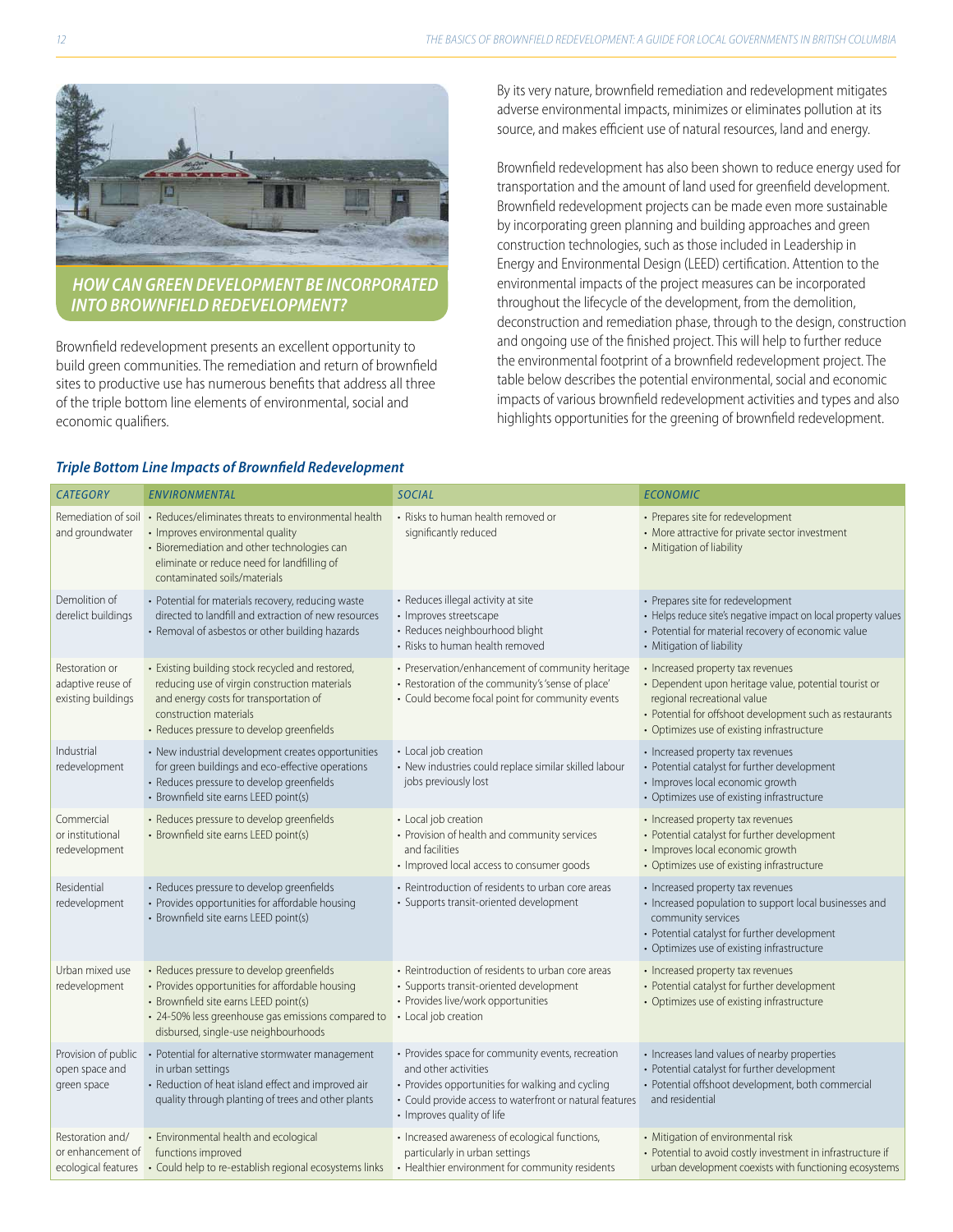## HOW CAN GREEN DEVELOPMENT BE INCORPORATED INTO BROWNFIELD REDEVELOPMENT?

Brownfield redevelopment presents an excellent opportunity to build green communities. The remediation and return of brownfield sites to productive use has numerous benefits that address all three of the triple bottom line elements of environmental, social and economic qualifiers.

By its very nature, brownfield remediation and redevelopment mitigates adverse environmental impacts, minimizes or eliminates pollution at its source, and makes efficient use of natural resources, land and energy.

Brownfield redevelopment has also been shown to reduce energy used for transportation and the amount of land used for greenfield development. Brownfield redevelopment projects can be made even more sustainable by incorporating green planning and building approaches and green construction technologies, such as those included in Leadership in Energy and Environmental Design (LEED) certification. Attention to the environmental impacts of the project measures can be incorporated throughout the lifecycle of the development, from the demolition, deconstruction and remediation phase, through to the design, construction and ongoing use of the finished project. This will help to further reduce the environmental footprint of a brownfield redevelopment project. The table below describes the potential environmental, social and economic impacts of various brownfield redevelopment activities and types and also highlights opportunities for the greening of brownfield redevelopment.

### *Triple Bottom Line Impacts of Brownfield Redevelopment*

| CATEGORY | ENVIRONMENTAL | SOCIAL | ECONOMIC |
|---|---|---|---|
| Remediation of soil and groundwater | • Reduces/eliminates threats to environmental health<br>• Improves environmental quality<br>• Bioremediation and other technologies can eliminate or reduce need for landfilling of contaminated soils/materials | • Risks to human health removed or significantly reduced | • Prepares site for redevelopment<br>• More attractive for private sector investment<br>• Mitigation of liability |
| Demolition of derelict buildings | • Potential for materials recovery, reducing waste directed to landfill and extraction of new resources<br>• Removal of asbestos or other building hazards | • Reduces illegal activity at site<br>• Improves streetscape<br>• Reduces neighbourhood blight<br>• Risks to human health removed | • Prepares site for redevelopment<br>• Helps reduce site's negative impact on local property values<br>• Potential for material recovery of economic value<br>• Mitigation of liability |
| Restoration or adaptive reuse of existing buildings | • Existing building stock recycled and restored, reducing use of virgin construction materials and energy costs for transportation of construction materials<br>• Reduces pressure to develop greenfields | • Preservation/enhancement of community heritage<br>• Restoration of the community's 'sense of place'<br>• Could become focal point for community events | • Increased property tax revenues<br>• Dependent upon heritage value, potential tourist or regional recreational value<br>• Potential for offshoot development such as restaurants<br>• Optimizes use of existing infrastructure |
| Industrial redevelopment | • New industrial development creates opportunities for green buildings and eco-effective operations<br>• Reduces pressure to develop greenfields<br>• Brownfield site earns LEED point(s) | • Local job creation<br>• New industries could replace similar skilled labour jobs previously lost | • Increased property tax revenues<br>• Potential catalyst for further development<br>• Improves local economic growth<br>• Optimizes use of existing infrastructure |
| Commercial or institutional redevelopment | • Reduces pressure to develop greenfields<br>• Brownfield site earns LEED point(s) | • Local job creation<br>• Provision of health and community services and facilities<br>• Improved local access to consumer goods | • Increased property tax revenues<br>• Potential catalyst for further development<br>• Improves local economic growth<br>• Optimizes use of existing infrastructure |
| Residential redevelopment | • Reduces pressure to develop greenfields<br>• Provides opportunities for affordable housing<br>• Brownfield site earns LEED point(s) | • Reintroduction of residents to urban core areas<br>• Supports transit-oriented development | • Increased property tax revenues<br>• Increased population to support local businesses and community services<br>• Potential catalyst for further development<br>• Optimizes use of existing infrastructure |
| Urban mixed use redevelopment | • Reduces pressure to develop greenfields<br>• Provides opportunities for affordable housing<br>• Brownfield site earns LEED point(s)<br>• 24-50% less greenhouse gas emissions compared to disbursed, single-use neighbourhoods | • Reintroduction of residents to urban core areas<br>• Supports transit-oriented development<br>• Provides live/work opportunities<br>• Local job creation | • Increased property tax revenues<br>• Potential catalyst for further development<br>• Optimizes use of existing infrastructure |
| Provision of public open space and green space | • Potential for alternative stormwater management in urban settings<br>• Reduction of heat island effect and improved air quality through planting of trees and other plants | • Provides space for community events, recreation and other activities<br>• Provides opportunities for walking and cycling<br>• Could provide access to waterfront or natural features<br>• Improves quality of life | • Increases land values of nearby properties<br>• Potential catalyst for further development<br>• Potential offshoot development, both commercial and residential |
| Restoration and/or enhancement of ecological features | • Environmental health and ecological functions improved<br>• Could help to re-establish regional ecosystems links | • Increased awareness of ecological functions, particularly in urban settings<br>• Healthier environment for community residents | • Mitigation of environmental risk<br>• Potential to avoid costly investment in infrastructure if urban development coexists with functioning ecosystems |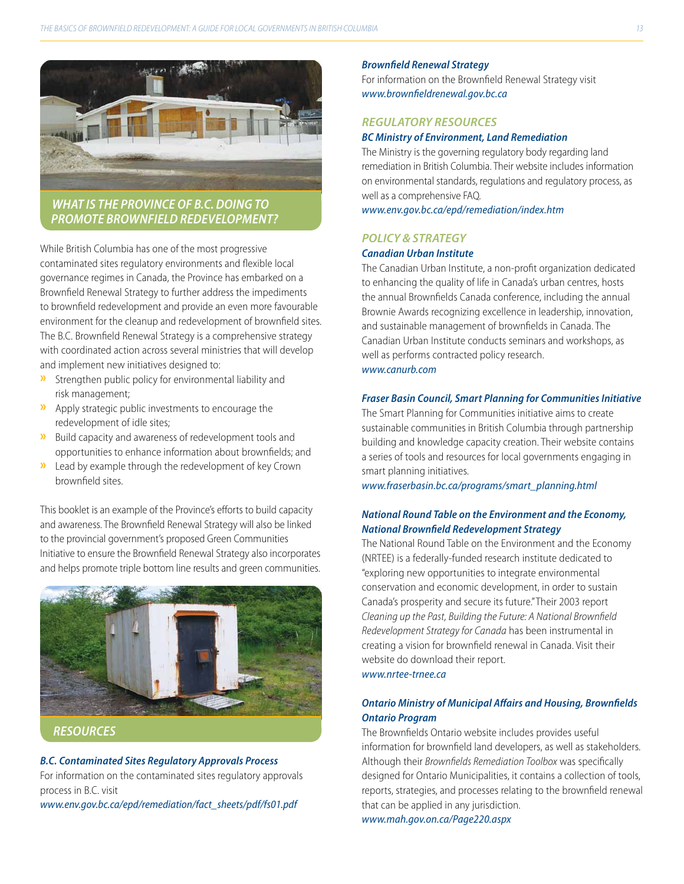## WHAT IS THE PROVINCE OF B.C. DOING TO PROMOTE BROWNFIELD REDEVELOPMENT?

While British Columbia has one of the most progressive contaminated sites regulatory environments and flexible local governance regimes in Canada, the Province has embarked on a Brownfield Renewal Strategy to further address the impediments to brownfield redevelopment and provide an even more favourable environment for the cleanup and redevelopment of brownfield sites. The B.C. Brownfield Renewal Strategy is a comprehensive strategy with coordinated action across several ministries that will develop and implement new initiatives designed to:

- Strengthen public policy for environmental liability and risk management;
- Apply strategic public investments to encourage the redevelopment of idle sites;
- Build capacity and awareness of redevelopment tools and opportunities to enhance information about brownfields; and
- Lead by example through the redevelopment of key Crown brownfield sites.

This booklet is an example of the Province's efforts to build capacity and awareness. The Brownfield Renewal Strategy will also be linked to the provincial government's proposed Green Communities Initiative to ensure the Brownfield Renewal Strategy also incorporates and helps promote triple bottom line results and green communities.

## RESOURCES

***B.C. Contaminated Sites Regulatory Approvals Process***

For information on the contaminated sites regulatory approvals process in B.C. visit
*www.env.gov.bc.ca/epd/remediation/fact_sheets/pdf/fs01.pdf*

***Brownfield Renewal Strategy***

For information on the Brownfield Renewal Strategy visit
*www.brownfieldrenewal.gov.bc.ca*

### REGULATORY RESOURCES

***BC Ministry of Environment, Land Remediation***

The Ministry is the governing regulatory body regarding land remediation in British Columbia. Their website includes information on environmental standards, regulations and regulatory process, as well as a comprehensive FAQ.
*www.env.gov.bc.ca/epd/remediation/index.htm*

### POLICY & STRATEGY

***Canadian Urban Institute***

The Canadian Urban Institute, a non-profit organization dedicated to enhancing the quality of life in Canada's urban centres, hosts the annual Brownfields Canada conference, including the annual Brownie Awards recognizing excellence in leadership, innovation, and sustainable management of brownfields in Canada. The Canadian Urban Institute conducts seminars and workshops, as well as performs contracted policy research.
*www.canurb.com*

***Fraser Basin Council, Smart Planning for Communities Initiative***

The Smart Planning for Communities initiative aims to create sustainable communities in British Columbia through partnership building and knowledge capacity creation. Their website contains a series of tools and resources for local governments engaging in smart planning initiatives.
*www.fraserbasin.bc.ca/programs/smart_planning.html*

***National Round Table on the Environment and the Economy, National Brownfield Redevelopment Strategy***

The National Round Table on the Environment and the Economy (NRTEE) is a federally-funded research institute dedicated to "exploring new opportunities to integrate environmental conservation and economic development, in order to sustain Canada's prosperity and secure its future." Their 2003 report *Cleaning up the Past, Building the Future: A National Brownfield Redevelopment Strategy for Canada* has been instrumental in creating a vision for brownfield renewal in Canada. Visit their website do download their report.
*www.nrtee-trnee.ca*

***Ontario Ministry of Municipal Affairs and Housing, Brownfields Ontario Program***

The Brownfields Ontario website includes provides useful information for brownfield land developers, as well as stakeholders. Although their *Brownfields Remediation Toolbox* was specifically designed for Ontario Municipalities, it contains a collection of tools, reports, strategies, and processes relating to the brownfield renewal that can be applied in any jurisdiction.
*www.mah.gov.on.ca/Page220.aspx*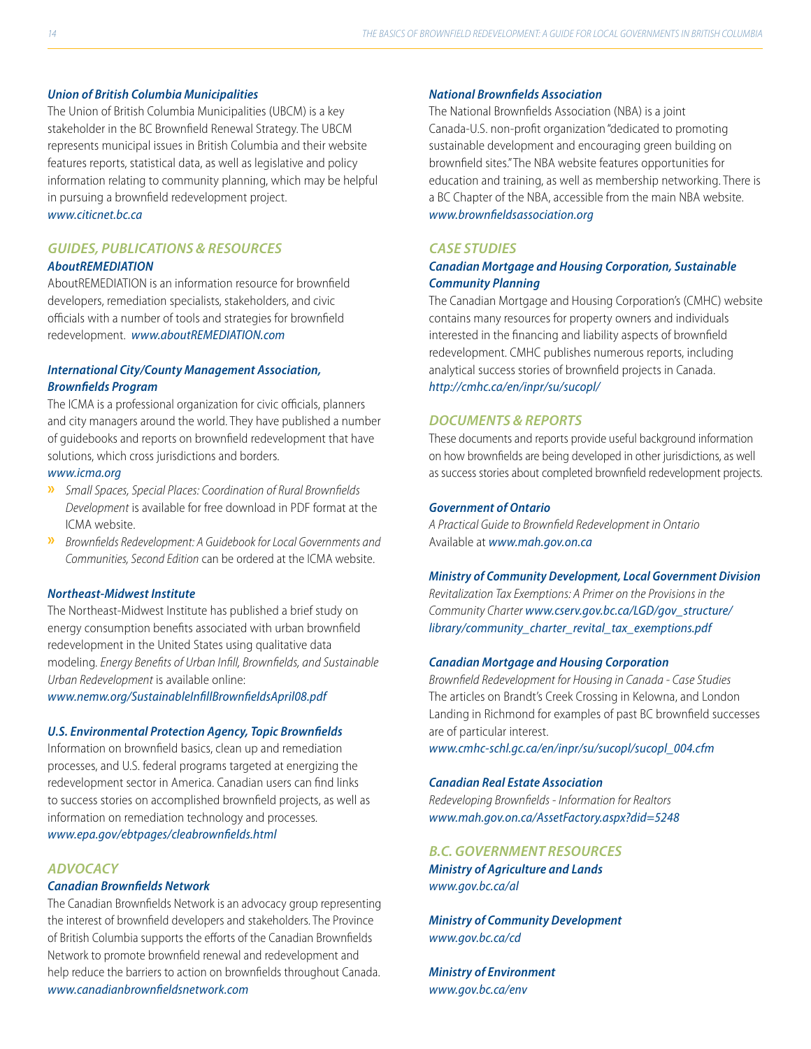### *Union of British Columbia Municipalities*

The Union of British Columbia Municipalities (UBCM) is a key stakeholder in the BC Brownfield Renewal Strategy. The UBCM represents municipal issues in British Columbia and their website features reports, statistical data, as well as legislative and policy information relating to community planning, which may be helpful in pursuing a brownfield redevelopment project.
*www.citicnet.bc.ca*

## *GUIDES, PUBLICATIONS & RESOURCES*

### *AboutREMEDIATION*

AboutREMEDIATION is an information resource for brownfield developers, remediation specialists, stakeholders, and civic officials with a number of tools and strategies for brownfield redevelopment. *www.aboutREMEDIATION.com*

### *International City/County Management Association, Brownfields Program*

The ICMA is a professional organization for civic officials, planners and city managers around the world. They have published a number of guidebooks and reports on brownfield redevelopment that have solutions, which cross jurisdictions and borders.
*www.icma.org*

- *Small Spaces, Special Places: Coordination of Rural Brownfields Development* is available for free download in PDF format at the ICMA website.
- *Brownfields Redevelopment: A Guidebook for Local Governments and Communities, Second Edition* can be ordered at the ICMA website.

### *Northeast-Midwest Institute*

The Northeast-Midwest Institute has published a brief study on energy consumption benefits associated with urban brownfield redevelopment in the United States using qualitative data modeling. *Energy Benefits of Urban Infill, Brownfields, and Sustainable Urban Redevelopment* is available online:
*www.nemw.org/SustainableInfillBrownfieldsApril08.pdf*

### *U.S. Environmental Protection Agency, Topic Brownfields*

Information on brownfield basics, clean up and remediation processes, and U.S. federal programs targeted at energizing the redevelopment sector in America. Canadian users can find links to success stories on accomplished brownfield projects, as well as information on remediation technology and processes.
*www.epa.gov/ebtpages/cleabrownfields.html*

## *ADVOCACY*

### *Canadian Brownfields Network*

The Canadian Brownfields Network is an advocacy group representing the interest of brownfield developers and stakeholders. The Province of British Columbia supports the efforts of the Canadian Brownfields Network to promote brownfield renewal and redevelopment and help reduce the barriers to action on brownfields throughout Canada.
*www.canadianbrownfieldsnetwork.com*

### *National Brownfields Association*

The National Brownfields Association (NBA) is a joint Canada-U.S. non-profit organization "dedicated to promoting sustainable development and encouraging green building on brownfield sites." The NBA website features opportunities for education and training, as well as membership networking. There is a BC Chapter of the NBA, accessible from the main NBA website.
*www.brownfieldsassociation.org*

## *CASE STUDIES*

### *Canadian Mortgage and Housing Corporation, Sustainable Community Planning*

The Canadian Mortgage and Housing Corporation's (CMHC) website contains many resources for property owners and individuals interested in the financing and liability aspects of brownfield redevelopment. CMHC publishes numerous reports, including analytical success stories of brownfield projects in Canada.
*http://cmhc.ca/en/inpr/su/sucopl/*

## *DOCUMENTS & REPORTS*

These documents and reports provide useful background information on how brownfields are being developed in other jurisdictions, as well as success stories about completed brownfield redevelopment projects.

### *Government of Ontario*

*A Practical Guide to Brownfield Redevelopment in Ontario*
Available at *www.mah.gov.on.ca*

### *Ministry of Community Development, Local Government Division*

*Revitalization Tax Exemptions: A Primer on the Provisions in the Community Charter www.cserv.gov.bc.ca/LGD/gov_structure/library/community_charter_revital_tax_exemptions.pdf*

### *Canadian Mortgage and Housing Corporation*

*Brownfield Redevelopment for Housing in Canada - Case Studies*
The articles on Brandt's Creek Crossing in Kelowna, and London Landing in Richmond for examples of past BC brownfield successes are of particular interest.
*www.cmhc-schl.gc.ca/en/inpr/su/sucopl/sucopl_004.cfm*

### *Canadian Real Estate Association*

*Redeveloping Brownfields - Information for Realtors*
*www.mah.gov.on.ca/AssetFactory.aspx?did=5248*

## *B.C. GOVERNMENT RESOURCES*

### *Ministry of Agriculture and Lands*

*www.gov.bc.ca/al*

### *Ministry of Community Development*

*www.gov.bc.ca/cd*

### *Ministry of Environment*

*www.gov.bc.ca/env*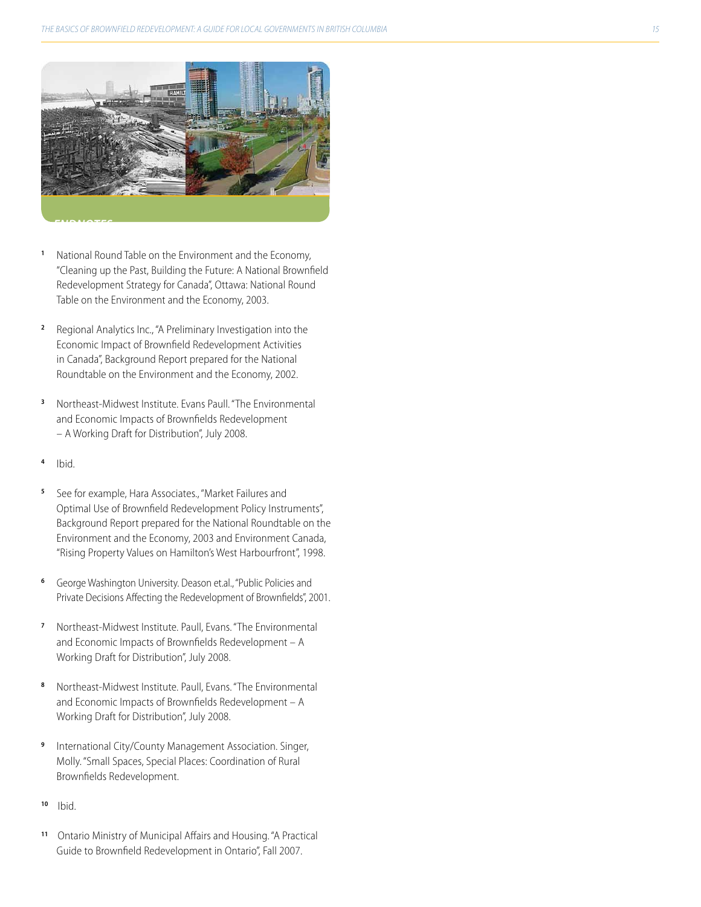## ENDNOTES

1. National Round Table on the Environment and the Economy, "Cleaning up the Past, Building the Future: A National Brownfield Redevelopment Strategy for Canada", Ottawa: National Round Table on the Environment and the Economy, 2003.

2. Regional Analytics Inc., "A Preliminary Investigation into the Economic Impact of Brownfield Redevelopment Activities in Canada", Background Report prepared for the National Roundtable on the Environment and the Economy, 2002.

3. Northeast-Midwest Institute. Evans Paull. "The Environmental and Economic Impacts of Brownfields Redevelopment – A Working Draft for Distribution", July 2008.

4. Ibid.

5. See for example, Hara Associates., "Market Failures and Optimal Use of Brownfield Redevelopment Policy Instruments", Background Report prepared for the National Roundtable on the Environment and the Economy, 2003 and Environment Canada, "Rising Property Values on Hamilton's West Harbourfront", 1998.

6. George Washington University. Deason et.al., "Public Policies and Private Decisions Affecting the Redevelopment of Brownfields", 2001.

7. Northeast-Midwest Institute. Paull, Evans. "The Environmental and Economic Impacts of Brownfields Redevelopment – A Working Draft for Distribution", July 2008.

8. Northeast-Midwest Institute. Paull, Evans. "The Environmental and Economic Impacts of Brownfields Redevelopment – A Working Draft for Distribution", July 2008.

9. International City/County Management Association. Singer, Molly. "Small Spaces, Special Places: Coordination of Rural Brownfields Redevelopment.

10. Ibid.

11. Ontario Ministry of Municipal Affairs and Housing. "A Practical Guide to Brownfield Redevelopment in Ontario", Fall 2007.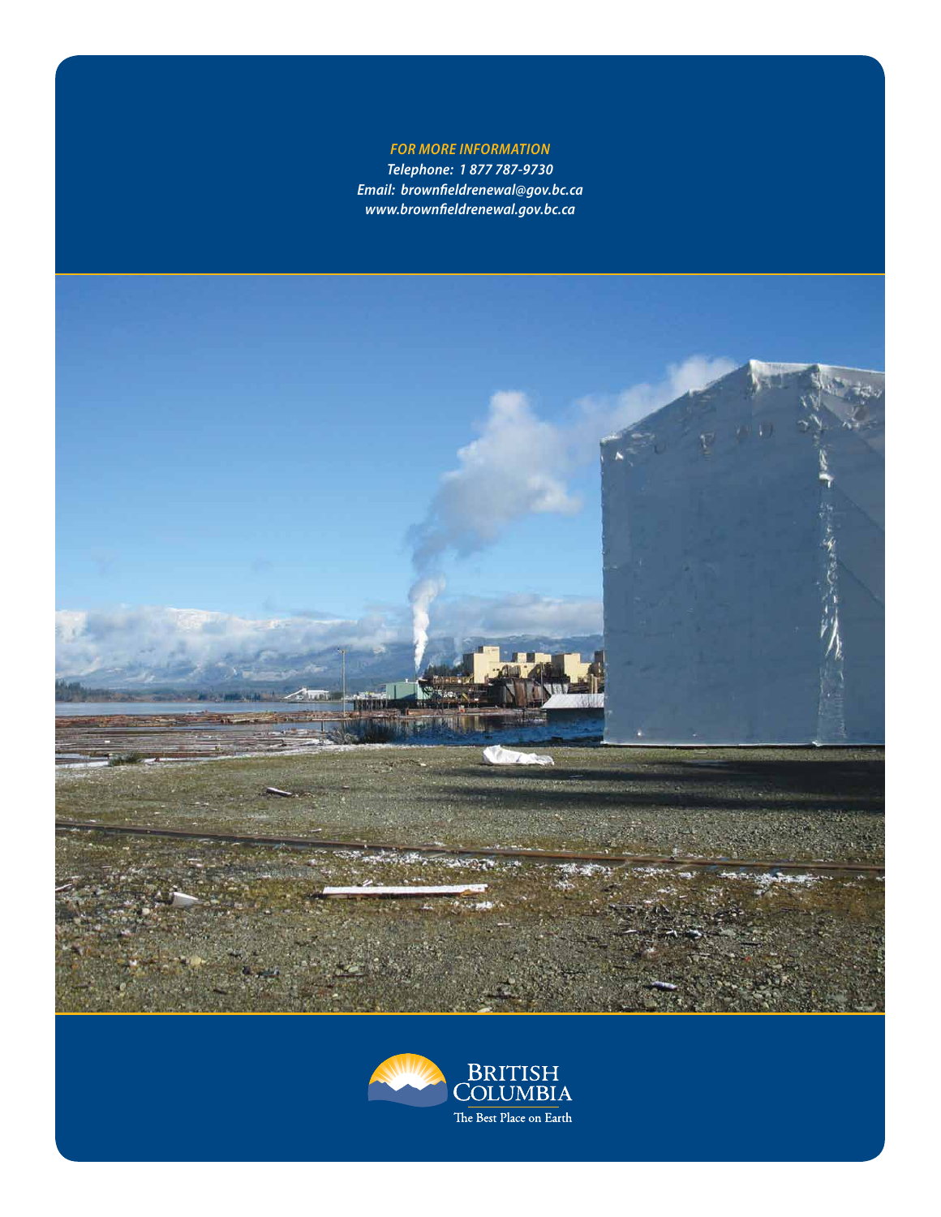***FOR MORE INFORMATION***

***Telephone: 1 877 787-9730***

***Email: brownfieldrenewal@gov.bc.ca***

***www.brownfieldrenewal.gov.bc.ca***

BRITISH COLUMBIA

The Best Place on Earth